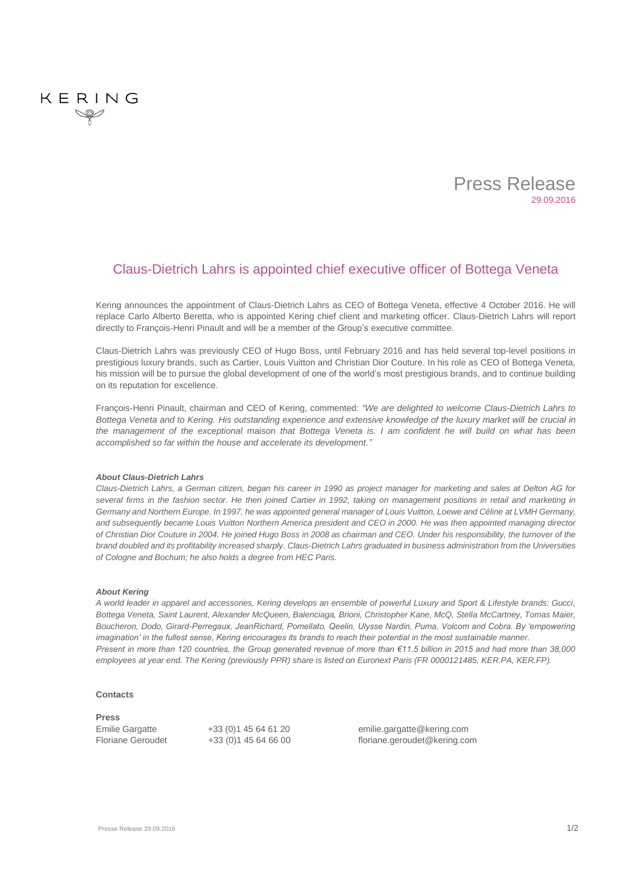KERING

# Press Release

29.09.2016

## Claus-Dietrich Lahrs is appointed chief executive officer of Bottega Veneta

Kering announces the appointment of Claus-Dietrich Lahrs as CEO of Bottega Veneta, effective 4 October 2016. He will replace Carlo Alberto Beretta, who is appointed Kering chief client and marketing officer. Claus-Dietrich Lahrs will report directly to François-Henri Pinault and will be a member of the Group's executive committee.

Claus-Dietrich Lahrs was previously CEO of Hugo Boss, until February 2016 and has held several top-level positions in prestigious luxury brands, such as Cartier, Louis Vuitton and Christian Dior Couture. In his role as CEO of Bottega Veneta, his mission will be to pursue the global development of one of the world's most prestigious brands, and to continue building on its reputation for excellence.

François-Henri Pinault, chairman and CEO of Kering, commented: *"We are delighted to welcome Claus-Dietrich Lahrs to Bottega Veneta and to Kering. His outstanding experience and extensive knowledge of the luxury market will be crucial in the management of the exceptional* maison *that Bottega Veneta is. I am confident he will build on what has been accomplished so far within the house and accelerate its development."*

***About Claus-Dietrich Lahrs***

*Claus-Dietrich Lahrs, a German citizen, began his career in 1990 as project manager for marketing and sales at Delton AG for several firms in the fashion sector. He then joined Cartier in 1992, taking on management positions in retail and marketing in Germany and Northern Europe. In 1997, he was appointed general manager of Louis Vuitton, Loewe and Céline at LVMH Germany, and subsequently became Louis Vuitton Northern America president and CEO in 2000. He was then appointed managing director of Christian Dior Couture in 2004. He joined Hugo Boss in 2008 as chairman and CEO. Under his responsibility, the turnover of the brand doubled and its profitability increased sharply. Claus-Dietrich Lahrs graduated in business administration from the Universities of Cologne and Bochum; he also holds a degree from HEC Paris.*

***About Kering***

*A world leader in apparel and accessories, Kering develops an ensemble of powerful Luxury and Sport & Lifestyle brands: Gucci, Bottega Veneta, Saint Laurent, Alexander McQueen, Balenciaga, Brioni, Christopher Kane, McQ, Stella McCartney, Tomas Maier, Boucheron, Dodo, Girard-Perregaux, JeanRichard, Pomellato, Qeelin, Ulysse Nardin, Puma, Volcom and Cobra. By 'empowering imagination' in the fullest sense, Kering encourages its brands to reach their potential in the most sustainable manner.*

*Present in more than 120 countries, the Group generated revenue of more than €11.5 billion in 2015 and had more than 38,000 employees at year end. The Kering (previously PPR) share is listed on Euronext Paris (FR 0000121485, KER.PA, KER.FP).*

**Contacts**

**Press**

| | | |
|---|---|---|
| Emilie Gargatte | +33 (0)1 45 64 61 20 | emilie.gargatte@kering.com |
| Floriane Geroudet | +33 (0)1 45 64 66 00 | floriane.geroudet@kering.com |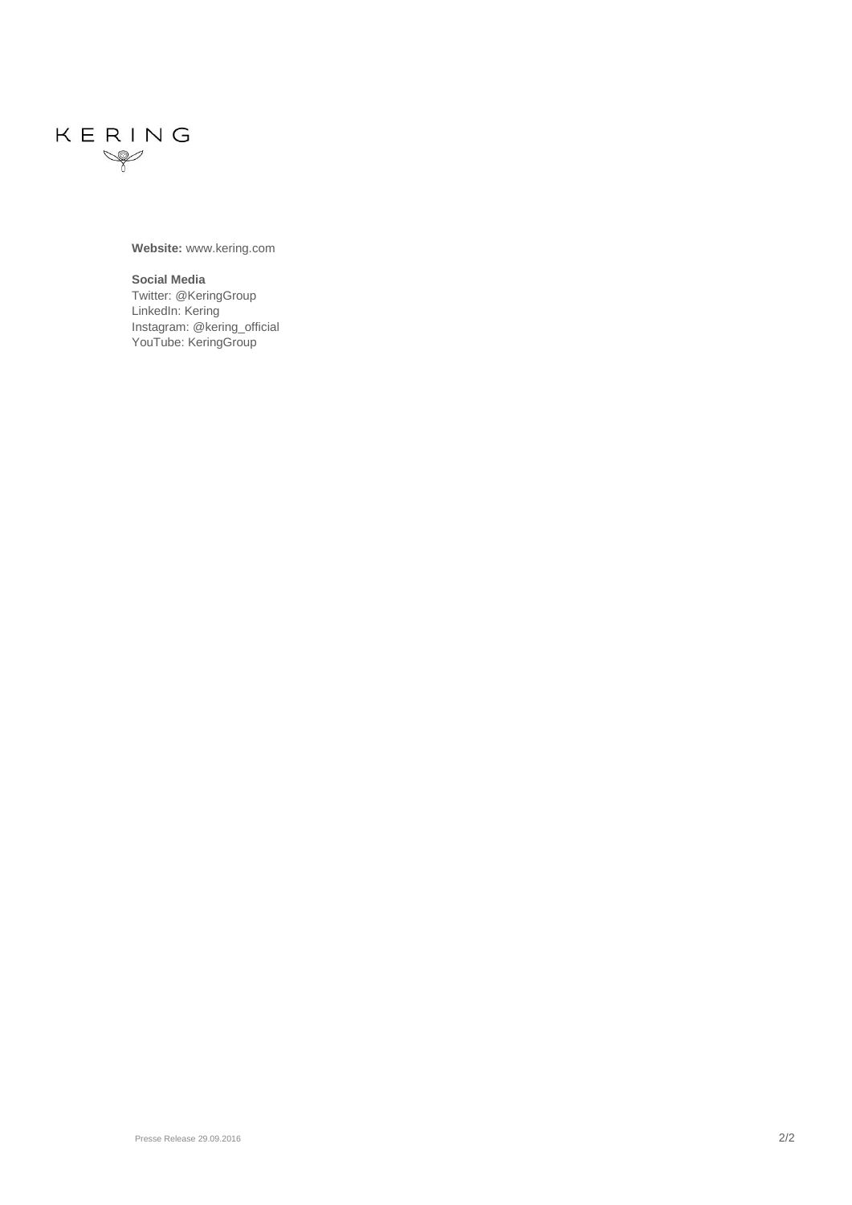**Website:** www.kering.com

**Social Media**
Twitter: @KeringGroup
LinkedIn: Kering
Instagram: @kering_official
YouTube: KeringGroup